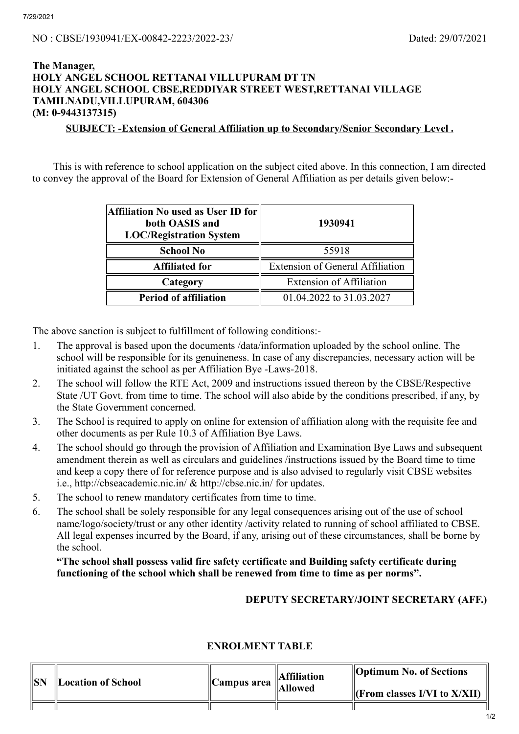NO : CBSE/1930941/EX-00842-2223/2022-23/ Dated: 29/07/2021

**The Manager,**
**HOLY ANGEL SCHOOL RETTANAI VILLUPURAM DT TN**
**HOLY ANGEL SCHOOL CBSE,REDDIYAR STREET WEST,RETTANAI VILLAGE**
**TAMILNADU,VILLUPURAM, 604306**
**(M: 0-9443137315)**

**SUBJECT: -Extension of General Affiliation up to Secondary/Senior Secondary Level .**

This is with reference to school application on the subject cited above. In this connection, I am directed to convey the approval of the Board for Extension of General Affiliation as per details given below:-

| Affiliation No used as User ID for both OASIS and LOC/Registration System | 1930941 |
|---|---|
| **School No** | 55918 |
| **Affiliated for** | Extension of General Affiliation |
| **Category** | Extension of Affiliation |
| **Period of affiliation** | 01.04.2022 to 31.03.2027 |

The above sanction is subject to fulfillment of following conditions:-

1. The approval is based upon the documents /data/information uploaded by the school online. The school will be responsible for its genuineness. In case of any discrepancies, necessary action will be initiated against the school as per Affiliation Bye -Laws-2018.
2. The school will follow the RTE Act, 2009 and instructions issued thereon by the CBSE/Respective State /UT Govt. from time to time. The school will also abide by the conditions prescribed, if any, by the State Government concerned.
3. The School is required to apply on online for extension of affiliation along with the requisite fee and other documents as per Rule 10.3 of Affiliation Bye Laws.
4. The school should go through the provision of Affiliation and Examination Bye Laws and subsequent amendment therein as well as circulars and guidelines /instructions issued by the Board time to time and keep a copy there of for reference purpose and is also advised to regularly visit CBSE websites i.e., http://cbseacademic.nic.in/ & http://cbse.nic.in/ for updates.
5. The school to renew mandatory certificates from time to time.
6. The school shall be solely responsible for any legal consequences arising out of the use of school name/logo/society/trust or any other identity /activity related to running of school affiliated to CBSE. All legal expenses incurred by the Board, if any, arising out of these circumstances, shall be borne by the school.

**"The school shall possess valid fire safety certificate and Building safety certificate during functioning of the school which shall be renewed from time to time as per norms".**

**DEPUTY SECRETARY/JOINT SECRETARY (AFF.)**

**ENROLMENT TABLE**

| SN | Location of School | Campus area | Affiliation Allowed | Optimum No. of Sections (From classes I/VI to X/XII) |
|---|---|---|---|---|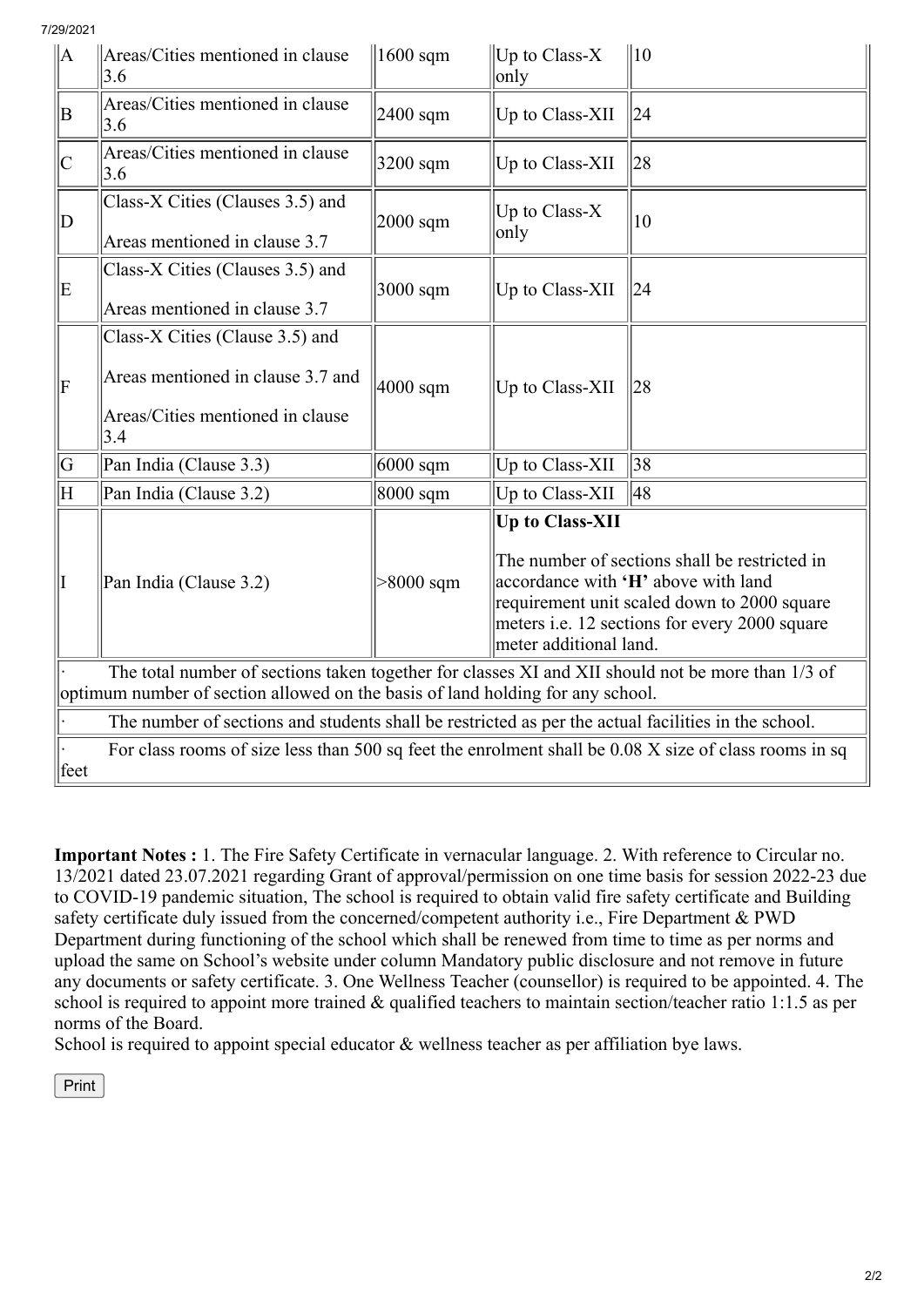| | | | | |
|---|---|---|---|---|
| A | Areas/Cities mentioned in clause 3.6 | 1600 sqm | Up to Class-X only | 10 |
| B | Areas/Cities mentioned in clause 3.6 | 2400 sqm | Up to Class-XII | 24 |
| C | Areas/Cities mentioned in clause 3.6 | 3200 sqm | Up to Class-XII | 28 |
| D | Class-X Cities (Clauses 3.5) and Areas mentioned in clause 3.7 | 2000 sqm | Up to Class-X only | 10 |
| E | Class-X Cities (Clauses 3.5) and Areas mentioned in clause 3.7 | 3000 sqm | Up to Class-XII | 24 |
| F | Class-X Cities (Clause 3.5) and Areas mentioned in clause 3.7 and Areas/Cities mentioned in clause 3.4 | 4000 sqm | Up to Class-XII | 28 |
| G | Pan India (Clause 3.3) | 6000 sqm | Up to Class-XII | 38 |
| H | Pan India (Clause 3.2) | 8000 sqm | Up to Class-XII | 48 |
| I | Pan India (Clause 3.2) | >8000 sqm | **Up to Class-XII** The number of sections shall be restricted in accordance with **'H'** above with land requirement unit scaled down to 2000 square meters i.e. 12 sections for every 2000 square meter additional land. | |
| · The total number of sections taken together for classes XI and XII should not be more than 1/3 of optimum number of section allowed on the basis of land holding for any school. | | | | |
| · The number of sections and students shall be restricted as per the actual facilities in the school. | | | | |
| · For class rooms of size less than 500 sq feet the enrolment shall be 0.08 X size of class rooms in sq feet | | | | |

**Important Notes :** 1. The Fire Safety Certificate in vernacular language. 2. With reference to Circular no. 13/2021 dated 23.07.2021 regarding Grant of approval/permission on one time basis for session 2022-23 due to COVID-19 pandemic situation, The school is required to obtain valid fire safety certificate and Building safety certificate duly issued from the concerned/competent authority i.e., Fire Department & PWD Department during functioning of the school which shall be renewed from time to time as per norms and upload the same on School's website under column Mandatory public disclosure and not remove in future any documents or safety certificate. 3. One Wellness Teacher (counsellor) is required to be appointed. 4. The school is required to appoint more trained & qualified teachers to maintain section/teacher ratio 1:1.5 as per norms of the Board.

School is required to appoint special educator & wellness teacher as per affiliation bye laws.

Print